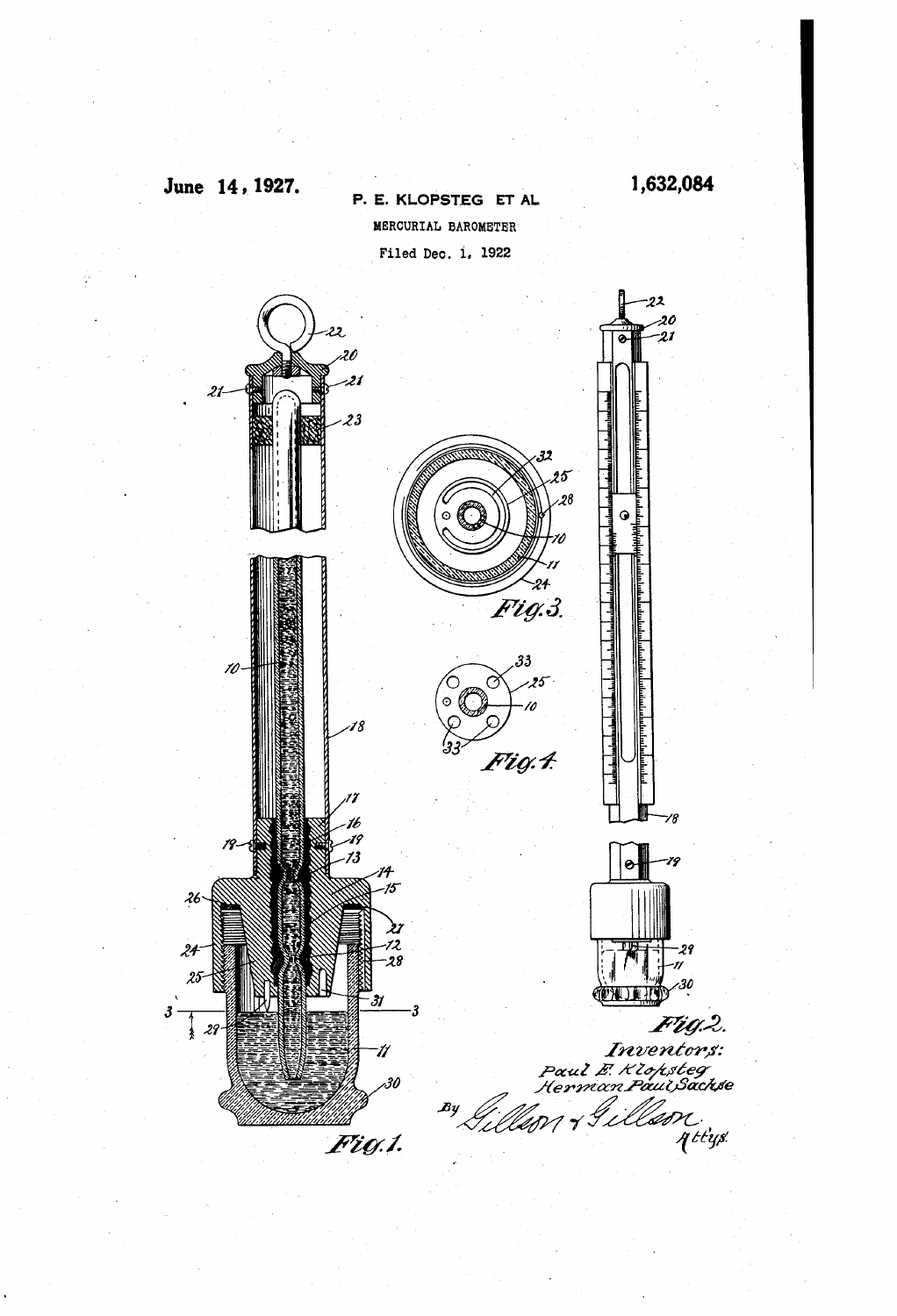June 14, 1927.

P. E. KLOPSTEG ET AL

1,632,084

MERCURIAL BAROMETER

Filed Dec. 1, 1922

Fig. 1.

Fig. 2.

Fig. 3.

Fig. 4.

Inventors:
Paul E. Klopsteg
Herman Paul Sachse

By Gillson & Gillson
Attys.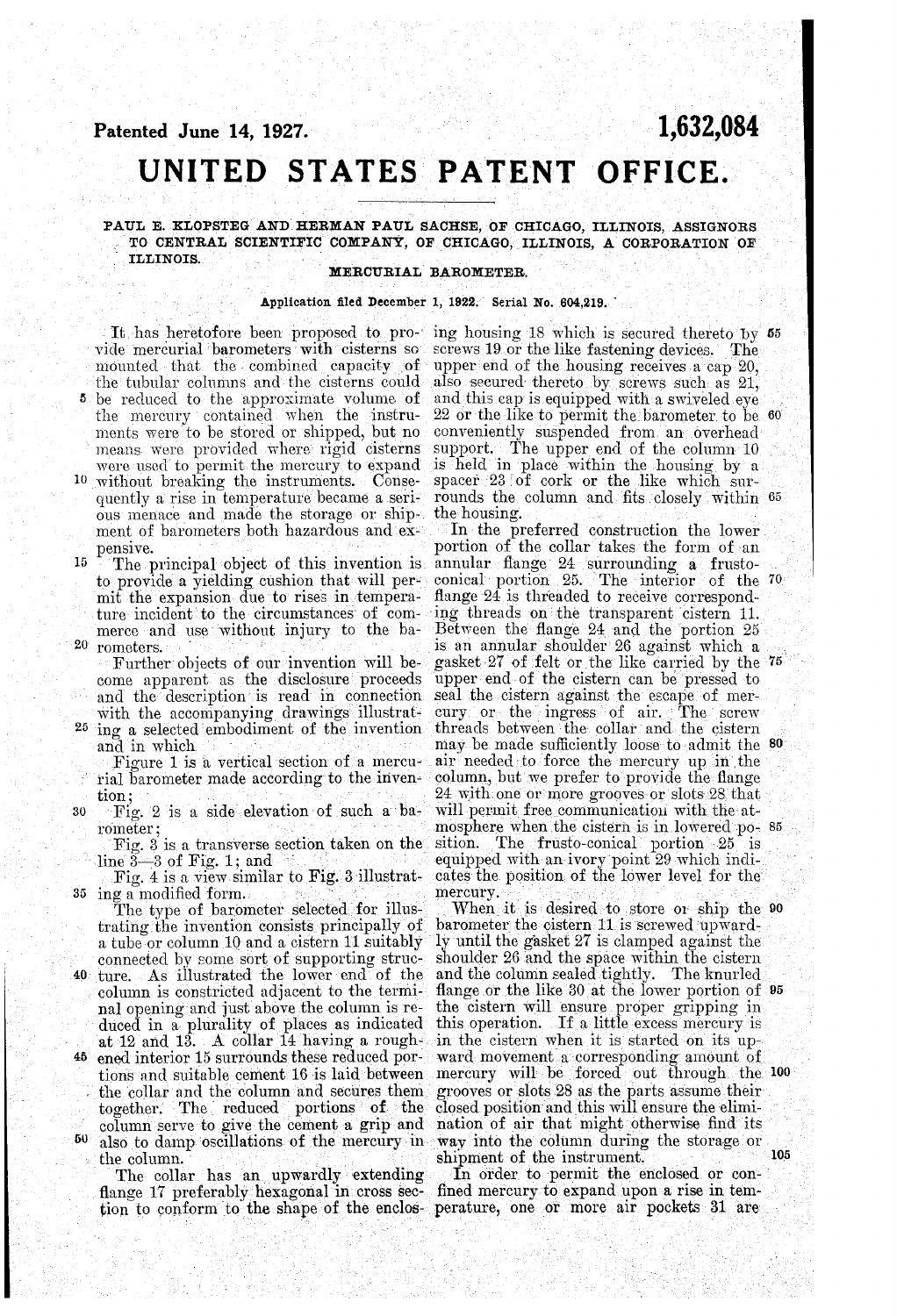**Patented June 14, 1927.** **1,632,084**

# UNITED STATES PATENT OFFICE.

PAUL E. KLOPSTEG AND HERMAN PAUL SACHSE, OF CHICAGO, ILLINOIS, ASSIGNORS TO CENTRAL SCIENTIFIC COMPANY, OF CHICAGO, ILLINOIS, A CORPORATION OF ILLINOIS.

## MERCURIAL BAROMETER.

Application filed December 1, 1922. Serial No. 604,219.

It has heretofore been proposed to provide mercurial barometers with cisterns so mounted that the combined capacity of the tubular columns and the cisterns could be reduced to the approximate volume of the mercury contained when the instruments were to be stored or shipped, but no means were provided where rigid cisterns were used to permit the mercury to expand without breaking the instruments. Consequently a rise in temperature became a serious menace and made the storage or shipment of barometers both hazardous and expensive.

The principal object of this invention is to provide a yielding cushion that will permit the expansion due to rises in temperature incident to the circumstances of commerce and use without injury to the barometers.

Further objects of our invention will become apparent as the disclosure proceeds and the description is read in connection with the accompanying drawings illustrating a selected embodiment of the invention and in which

Figure 1 is a vertical section of a mercurial barometer made according to the invention;

Fig. 2 is a side elevation of such a barometer;

Fig. 3 is a transverse section taken on the line 3—3 of Fig. 1; and

Fig. 4 is a view similar to Fig. 3 illustrating a modified form.

The type of barometer selected for illustrating the invention consists principally of a tube or column 10 and a cistern 11 suitably connected by some sort of supporting structure. As illustrated the lower end of the column is constricted adjacent to the terminal opening and just above the column is reduced in a plurality of places as indicated at 12 and 13. A collar 14 having a roughened interior 15 surrounds these reduced portions and suitable cement 16 is laid between the collar and the column and secures them together. The reduced portions of the column serve to give the cement a grip and also to damp oscillations of the mercury in the column.

The collar has an upwardly extending flange 17 preferably hexagonal in cross section to conform to the shape of the enclosing housing 18 which is secured thereto by screws 19 or the like fastening devices. The upper end of the housing receives a cap 20, also secured thereto by screws such as 21, and this cap is equipped with a swiveled eye 22 or the like to permit the barometer to be conveniently suspended from an overhead support. The upper end of the column 10 is held in place within the housing by a spacer 23 of cork or the like which surrounds the column and fits closely within the housing.

In the preferred construction the lower portion of the collar takes the form of an annular flange 24 surrounding a frusto-conical portion 25. The interior of the flange 24 is threaded to receive corresponding threads on the transparent cistern 11. Between the flange 24 and the portion 25 is an annular shoulder 26 against which a gasket 27 of felt or the like carried by the upper end of the cistern can be pressed to seal the cistern against the escape of mercury or the ingress of air. The screw threads between the collar and the cistern may be made sufficiently loose to admit the air needed to force the mercury up in the column, but we prefer to provide the flange 24 with one or more grooves or slots 28 that will permit free communication with the atmosphere when the cistern is in lowered position. The frusto-conical portion 25 is equipped with an ivory point 29 which indicates the position of the lower level for the mercury.

When it is desired to store or ship the barometer the cistern 11 is screwed upwardly until the gasket 27 is clamped against the shoulder 26 and the space within the cistern and the column sealed tightly. The knurled flange or the like 30 at the lower portion of the cistern will ensure proper gripping in this operation. If a little excess mercury is in the cistern when it is started on its upward movement a corresponding amount of mercury will be forced out through the grooves or slots 28 as the parts assume their closed position and this will ensure the elimination of air that might otherwise find its way into the column during the storage or shipment of the instrument.

In order to permit the enclosed or confined mercury to expand upon a rise in temperature, one or more air pockets 31 are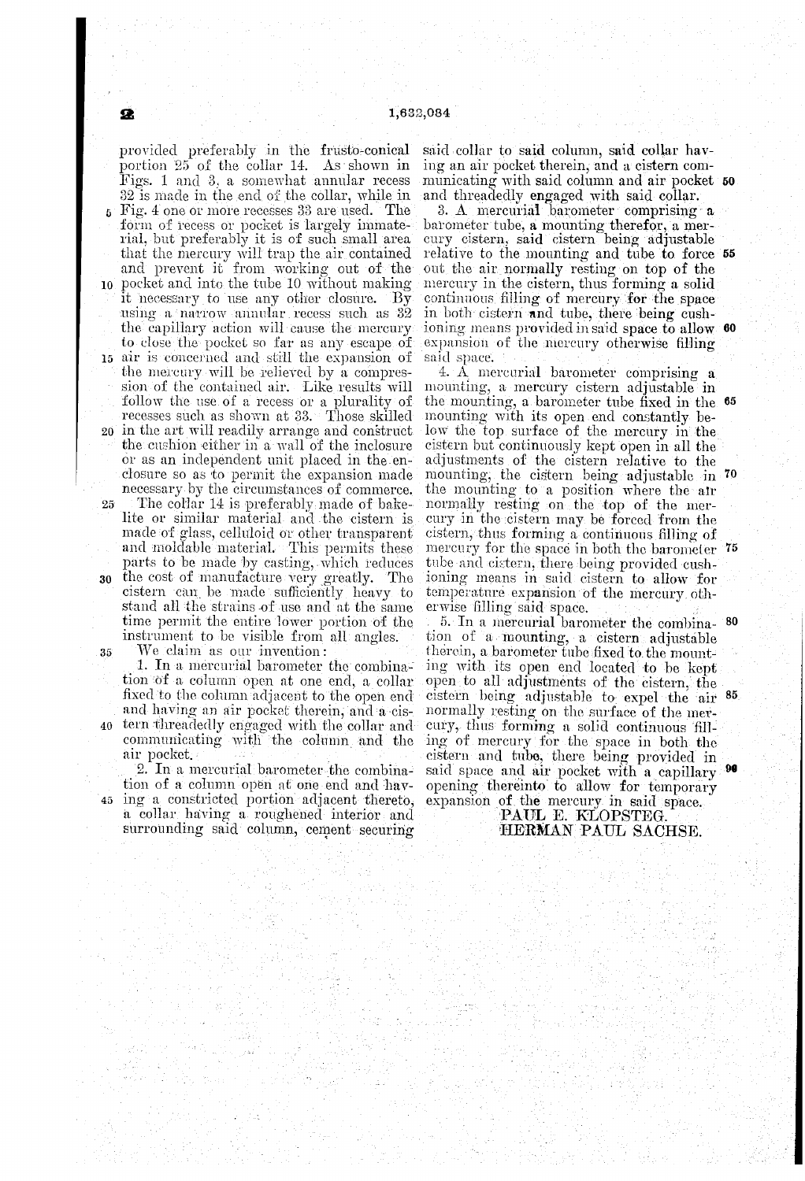provided preferably in the frusto-conical portion 25 of the collar 14. As shown in Figs. 1 and 3, a somewhat annular recess 32 is made in the end of the collar, while in Fig. 4 one or more recesses 33 are used. The form of recess or pocket is largely immaterial, but preferably it is of such small area that the mercury will trap the air contained and prevent it from working out of the pocket and into the tube 10 without making it necessary to use any other closure. By using a narrow annular recess such as 32 the capillary action will cause the mercury to close the pocket so far as any escape of air is concerned and still the expansion of the mercury will be relieved by a compression of the contained air. Like results will follow the use of a recess or a plurality of recesses such as shown at 33. Those skilled in the art will readily arrange and construct the cushion either in a wall of the inclosure or as an independent unit placed in the enclosure so as to permit the expansion made necessary by the circumstances of commerce.

The collar 14 is preferably made of bakelite or similar material and the cistern is made of glass, celluloid or other transparent and moldable material. This permits these parts to be made by casting, which reduces the cost of manufacture very greatly. The cistern can be made sufficiently heavy to stand all the strains of use and at the same time permit the entire lower portion of the instrument to be visible from all angles.

We claim as our invention:

1. In a mercurial barometer the combination of a column open at one end, a collar fixed to the column adjacent to the open end and having an air pocket therein, and a cistern threadedly engaged with the collar and communicating with the column and the air pocket.

2. In a mercurial barometer the combination of a column open at one end and having a constricted portion adjacent thereto, a collar having a roughened interior and surrounding said column, cement securing said collar to said column, said collar having an air pocket therein, and a cistern communicating with said column and air pocket and threadedly engaged with said collar.

3. A mercurial barometer comprising a barometer tube, a mounting therefor, a mercury cistern, said cistern being adjustable relative to the mounting and tube to force out the air normally resting on top of the mercury in the cistern, thus forming a solid continuous filling of mercury for the space in both cistern and tube, there being cushioning means provided in said space to allow expansion of the mercury otherwise filling said space.

4. A mercurial barometer comprising a mounting, a mercury cistern adjustable in the mounting, a barometer tube fixed in the mounting with its open end constantly below the top surface of the mercury in the cistern but continuously kept open in all the adjustments of the cistern relative to the mounting, the cistern being adjustable in the mounting to a position where the air normally resting on the top of the mercury in the cistern may be forced from the cistern, thus forming a continuous filling of mercury for the space in both the barometer tube and cistern, there being provided cushioning means in said cistern to allow for temperature expansion of the mercury otherwise filling said space.

5. In a mercurial barometer the combination of a mounting, a cistern adjustable therein, a barometer tube fixed to the mounting with its open end located to be kept open to all adjustments of the cistern, the cistern being adjustable to expel the air normally resting on the surface of the mercury, thus forming a solid continuous filling of mercury for the space in both the cistern and tube, there being provided in said space and air pocket with a capillary opening thereinto to allow for temporary expansion of the mercury in said space.

PAUL E. KLOPSTEG.
HERMAN PAUL SACHSE.